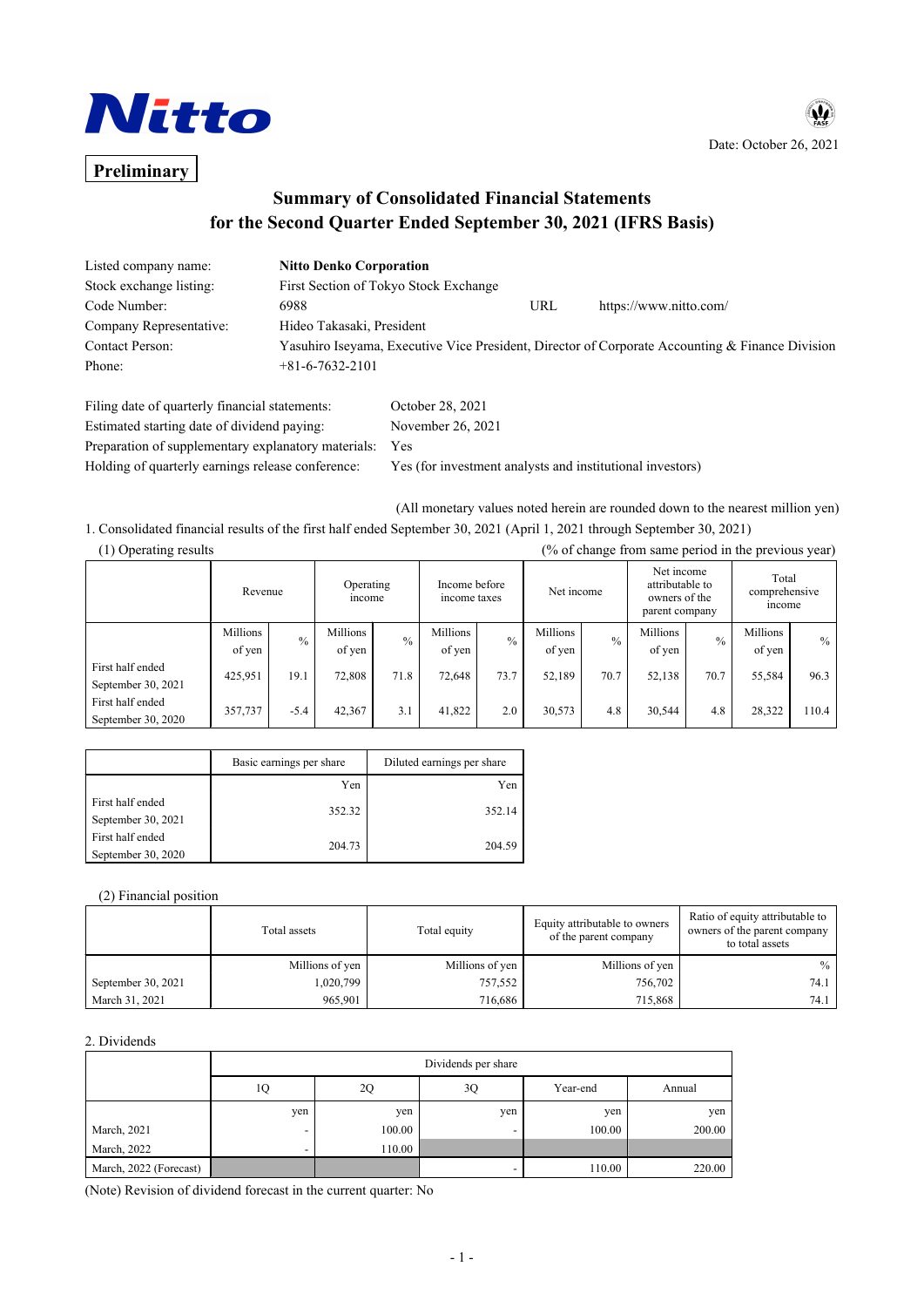Date: October 26, 2021

**Preliminary**

# Summary of Consolidated Financial Statements for the Second Quarter Ended September 30, 2021 (IFRS Basis)

| | | | |
|---|---|---|---|
| Listed company name: | **Nitto Denko Corporation** | | |
| Stock exchange listing: | First Section of Tokyo Stock Exchange | | |
| Code Number: | 6988 | URL | https://www.nitto.com/ |
| Company Representative: | Hideo Takasaki, President | | |
| Contact Person: | Yasuhiro Iseyama, Executive Vice President, Director of Corporate Accounting & Finance Division | | |
| Phone: | +81-6-7632-2101 | | |

| | |
|---|---|
| Filing date of quarterly financial statements: | October 28, 2021 |
| Estimated starting date of dividend paying: | November 26, 2021 |
| Preparation of supplementary explanatory materials: | Yes |
| Holding of quarterly earnings release conference: | Yes (for investment analysts and institutional investors) |

(All monetary values noted herein are rounded down to the nearest million yen)

1. Consolidated financial results of the first half ended September 30, 2021 (April 1, 2021 through September 30, 2021)

(1) Operating results (% of change from same period in the previous year)

| | Revenue | | Operating income | | Income before income taxes | | Net income | | Net income attributable to owners of the parent company | | Total comprehensive income | |
|---|---|---|---|---|---|---|---|---|---|---|---|---|
| | Millions of yen | % | Millions of yen | % | Millions of yen | % | Millions of yen | % | Millions of yen | % | Millions of yen | % |
| First half ended September 30, 2021 | 425,951 | 19.1 | 72,808 | 71.8 | 72,648 | 73.7 | 52,189 | 70.7 | 52,138 | 70.7 | 55,584 | 96.3 |
| First half ended September 30, 2020 | 357,737 | -5.4 | 42,367 | 3.1 | 41,822 | 2.0 | 30,573 | 4.8 | 30,544 | 4.8 | 28,322 | 110.4 |

| | Basic earnings per share | Diluted earnings per share |
|---|---|---|
| | Yen | Yen |
| First half ended September 30, 2021 | 352.32 | 352.14 |
| First half ended September 30, 2020 | 204.73 | 204.59 |

(2) Financial position

| | Total assets | Total equity | Equity attributable to owners of the parent company | Ratio of equity attributable to owners of the parent company to total assets |
|---|---|---|---|---|
| | Millions of yen | Millions of yen | Millions of yen | % |
| September 30, 2021 | 1,020,799 | 757,552 | 756,702 | 74.1 |
| March 31, 2021 | 965,901 | 716,686 | 715,868 | 74.1 |

2. Dividends

| | Dividends per share | | | | |
|---|---|---|---|---|---|
| | 1Q | 2Q | 3Q | Year-end | Annual |
| | yen | yen | yen | yen | yen |
| March, 2021 | - | 100.00 | - | 100.00 | 200.00 |
| March, 2022 | - | 110.00 | | | |
| March, 2022 (Forecast) | | | - | 110.00 | 220.00 |

(Note) Revision of dividend forecast in the current quarter: No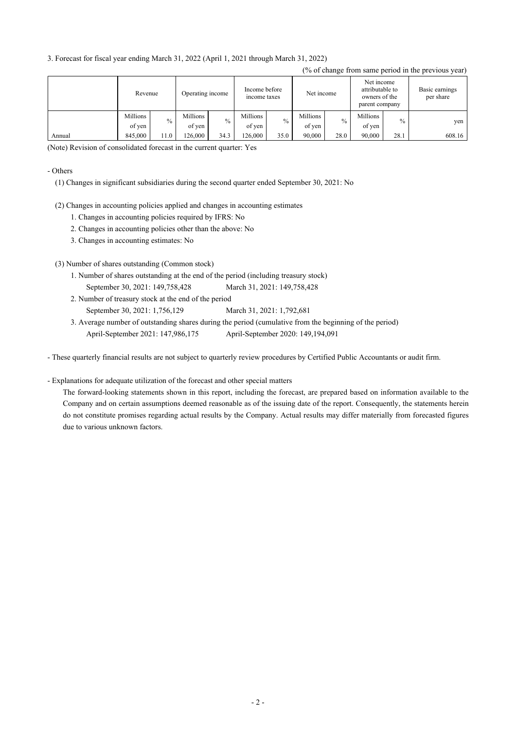3. Forecast for fiscal year ending March 31, 2022 (April 1, 2021 through March 31, 2022)

(% of change from same period in the previous year)

| | Revenue | | Operating income | | Income before income taxes | | Net income | | Net income attributable to owners of the parent company | | Basic earnings per share |
|---|---|---|---|---|---|---|---|---|---|---|---|
| | Millions of yen | % | Millions of yen | % | Millions of yen | % | Millions of yen | % | Millions of yen | % | yen |
| Annual | 845,000 | 11.0 | 126,000 | 34.3 | 126,000 | 35.0 | 90,000 | 28.0 | 90,000 | 28.1 | 608.16 |

(Note) Revision of consolidated forecast in the current quarter: Yes

- Others

(1) Changes in significant subsidiaries during the second quarter ended September 30, 2021: No

(2) Changes in accounting policies applied and changes in accounting estimates

1. Changes in accounting policies required by IFRS: No
2. Changes in accounting policies other than the above: No
3. Changes in accounting estimates: No

(3) Number of shares outstanding (Common stock)

1. Number of shares outstanding at the end of the period (including treasury stock)
   September 30, 2021: 149,758,428 March 31, 2021: 149,758,428
2. Number of treasury stock at the end of the period
   September 30, 2021: 1,756,129 March 31, 2021: 1,792,681
3. Average number of outstanding shares during the period (cumulative from the beginning of the period)
   April-September 2021: 147,986,175 April-September 2020: 149,194,091

- These quarterly financial results are not subject to quarterly review procedures by Certified Public Accountants or audit firm.

- Explanations for adequate utilization of the forecast and other special matters

The forward-looking statements shown in this report, including the forecast, are prepared based on information available to the Company and on certain assumptions deemed reasonable as of the issuing date of the report. Consequently, the statements herein do not constitute promises regarding actual results by the Company. Actual results may differ materially from forecasted figures due to various unknown factors.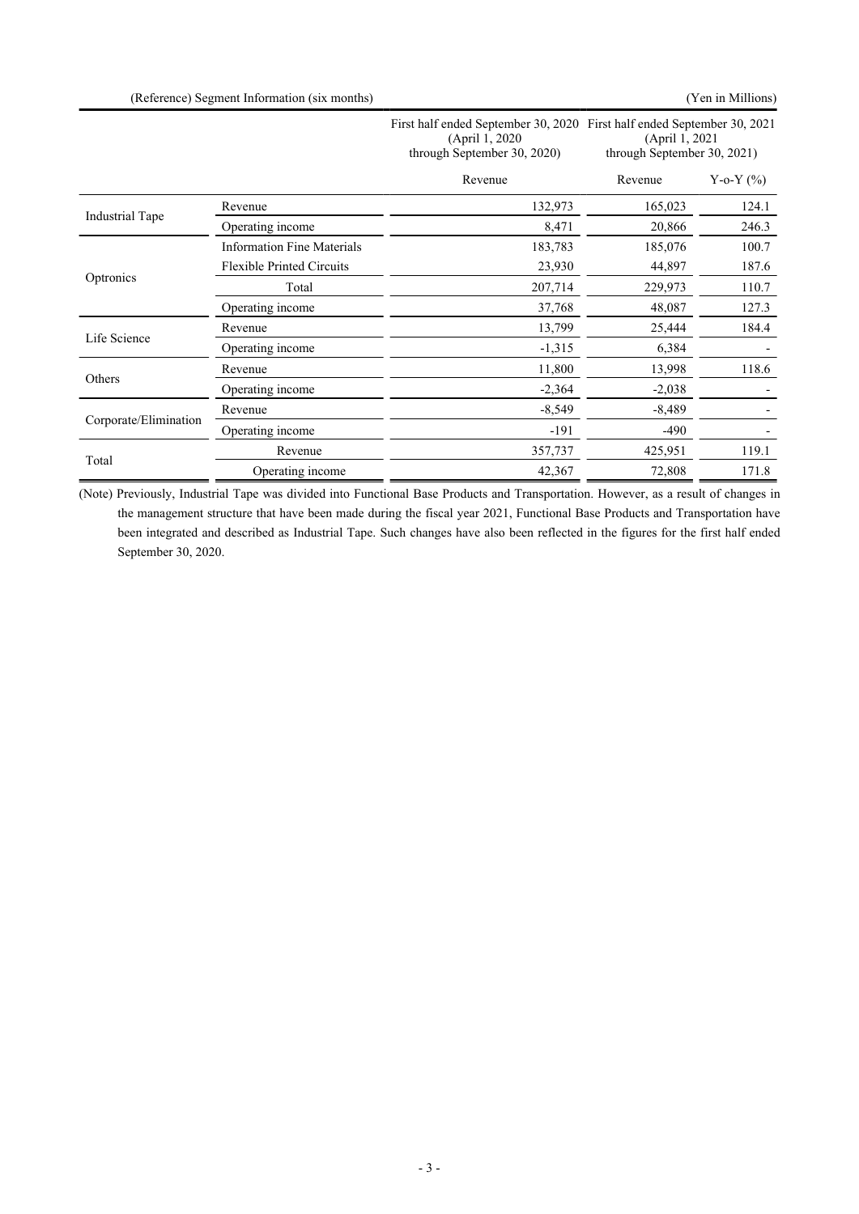(Reference) Segment Information (six months)

(Yen in Millions)

| | | First half ended September 30, 2020 (April 1, 2020 through September 30, 2020) | First half ended September 30, 2021 (April 1, 2021 through September 30, 2021) | |
|---|---|---|---|---|
| | | Revenue | Revenue | Y-o-Y (%) |
| Industrial Tape | Revenue | 132,973 | 165,023 | 124.1 |
| | Operating income | 8,471 | 20,866 | 246.3 |
| Optronics | Information Fine Materials | 183,783 | 185,076 | 100.7 |
| | Flexible Printed Circuits | 23,930 | 44,897 | 187.6 |
| | Total | 207,714 | 229,973 | 110.7 |
| | Operating income | 37,768 | 48,087 | 127.3 |
| Life Science | Revenue | 13,799 | 25,444 | 184.4 |
| | Operating income | -1,315 | 6,384 | - |
| Others | Revenue | 11,800 | 13,998 | 118.6 |
| | Operating income | -2,364 | -2,038 | - |
| Corporate/Elimination | Revenue | -8,549 | -8,489 | - |
| | Operating income | -191 | -490 | - |
| Total | Revenue | 357,737 | 425,951 | 119.1 |
| | Operating income | 42,367 | 72,808 | 171.8 |

(Note) Previously, Industrial Tape was divided into Functional Base Products and Transportation. However, as a result of changes in the management structure that have been made during the fiscal year 2021, Functional Base Products and Transportation have been integrated and described as Industrial Tape. Such changes have also been reflected in the figures for the first half ended September 30, 2020.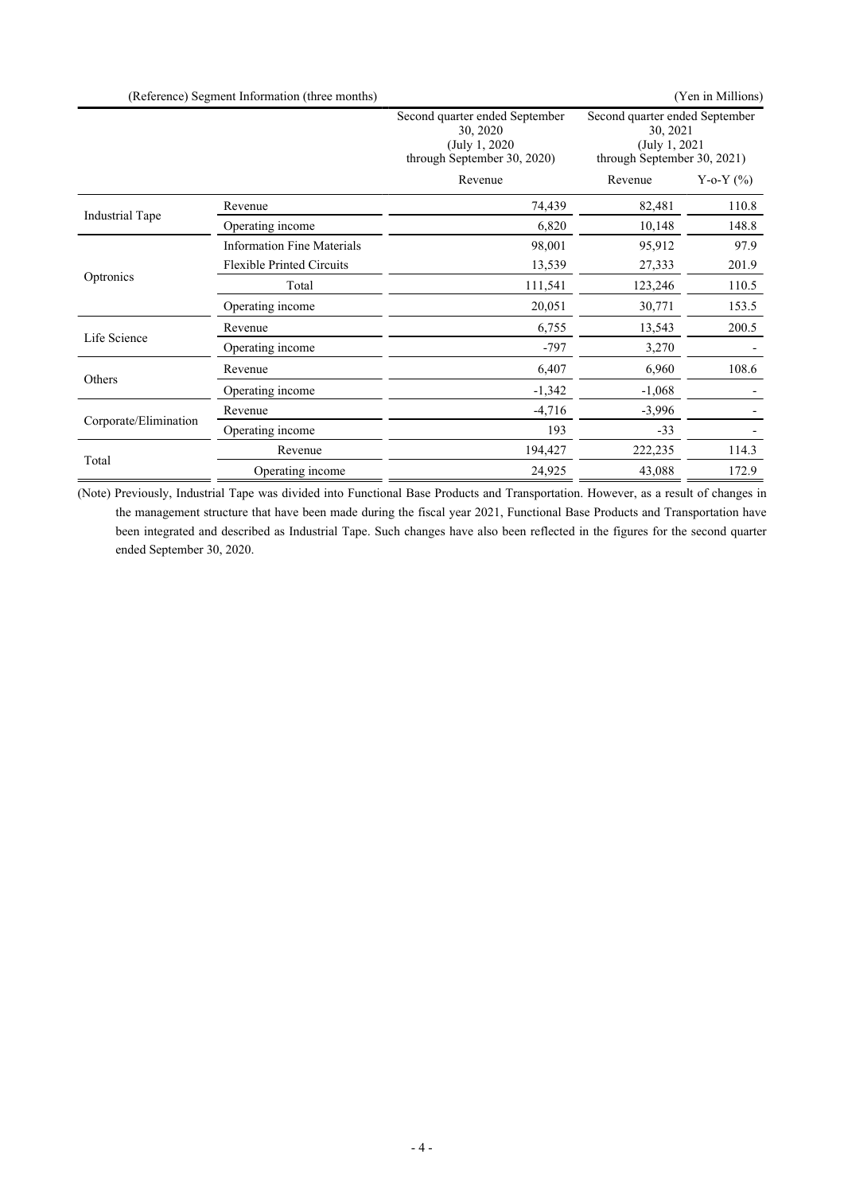(Reference) Segment Information (three months)

(Yen in Millions)

| | | Second quarter ended September 30, 2020 (July 1, 2020 through September 30, 2020) | Second quarter ended September 30, 2021 (July 1, 2021 through September 30, 2021) | |
|---|---|---|---|---|
| | | Revenue | Revenue | Y-o-Y (%) |
| Industrial Tape | Revenue | 74,439 | 82,481 | 110.8 |
| | Operating income | 6,820 | 10,148 | 148.8 |
| Optronics | Information Fine Materials | 98,001 | 95,912 | 97.9 |
| | Flexible Printed Circuits | 13,539 | 27,333 | 201.9 |
| | Total | 111,541 | 123,246 | 110.5 |
| | Operating income | 20,051 | 30,771 | 153.5 |
| Life Science | Revenue | 6,755 | 13,543 | 200.5 |
| | Operating income | -797 | 3,270 | - |
| Others | Revenue | 6,407 | 6,960 | 108.6 |
| | Operating income | -1,342 | -1,068 | - |
| Corporate/Elimination | Revenue | -4,716 | -3,996 | - |
| | Operating income | 193 | -33 | - |
| Total | Revenue | 194,427 | 222,235 | 114.3 |
| | Operating income | 24,925 | 43,088 | 172.9 |

(Note) Previously, Industrial Tape was divided into Functional Base Products and Transportation. However, as a result of changes in the management structure that have been made during the fiscal year 2021, Functional Base Products and Transportation have been integrated and described as Industrial Tape. Such changes have also been reflected in the figures for the second quarter ended September 30, 2020.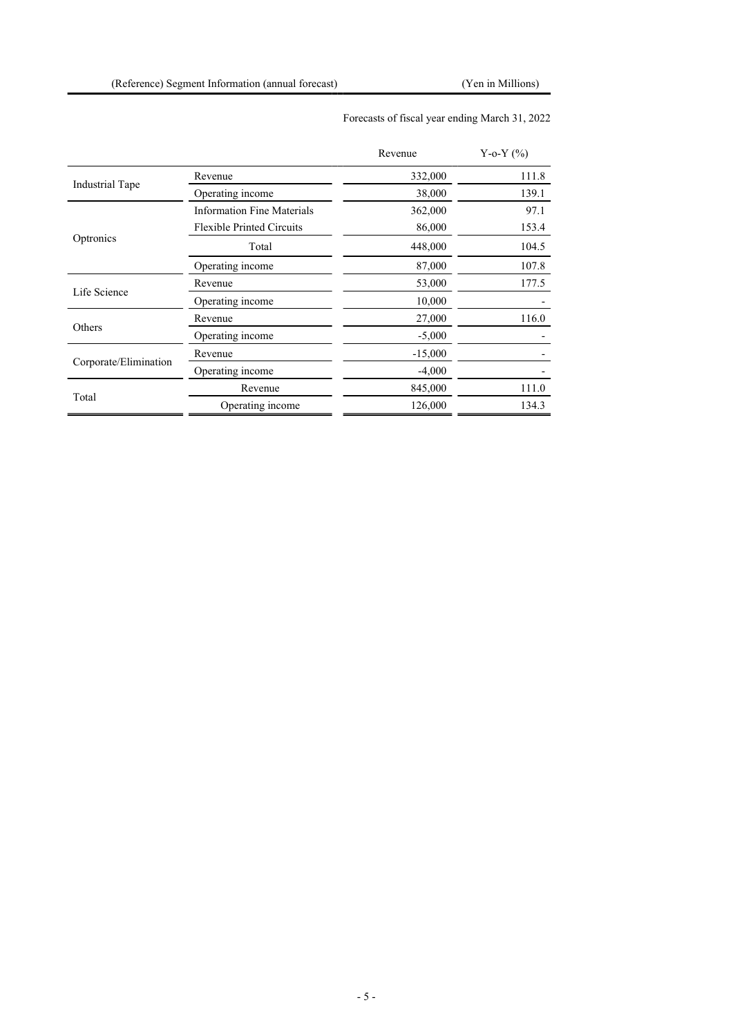(Reference) Segment Information (annual forecast) (Yen in Millions)

| | | Forecasts of fiscal year ending March 31, 2022 | |
|---|---|---|---|
| | | Revenue | Y-o-Y (%) |
| Industrial Tape | Revenue | 332,000 | 111.8 |
| | Operating income | 38,000 | 139.1 |
| Optronics | Information Fine Materials | 362,000 | 97.1 |
| | Flexible Printed Circuits | 86,000 | 153.4 |
| | Total | 448,000 | 104.5 |
| | Operating income | 87,000 | 107.8 |
| Life Science | Revenue | 53,000 | 177.5 |
| | Operating income | 10,000 | - |
| Others | Revenue | 27,000 | 116.0 |
| | Operating income | -5,000 | - |
| Corporate/Elimination | Revenue | -15,000 | - |
| | Operating income | -4,000 | - |
| Total | Revenue | 845,000 | 111.0 |
| | Operating income | 126,000 | 134.3 |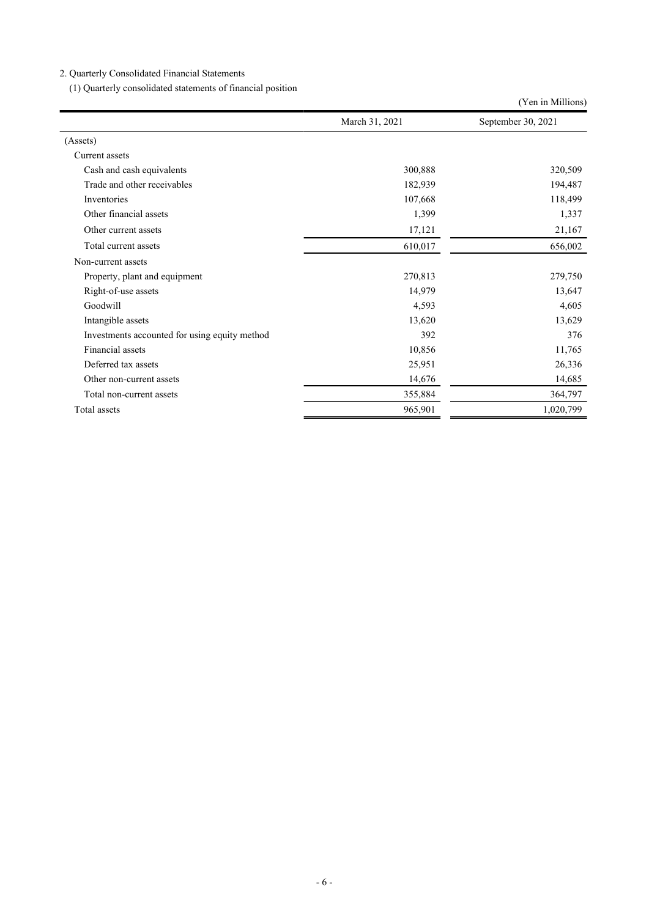## 2. Quarterly Consolidated Financial Statements

### (1) Quarterly consolidated statements of financial position

(Yen in Millions)

| | March 31, 2021 | September 30, 2021 |
|---|---|---|
| (Assets) | | |
| Current assets | | |
| Cash and cash equivalents | 300,888 | 320,509 |
| Trade and other receivables | 182,939 | 194,487 |
| Inventories | 107,668 | 118,499 |
| Other financial assets | 1,399 | 1,337 |
| Other current assets | 17,121 | 21,167 |
| Total current assets | 610,017 | 656,002 |
| Non-current assets | | |
| Property, plant and equipment | 270,813 | 279,750 |
| Right-of-use assets | 14,979 | 13,647 |
| Goodwill | 4,593 | 4,605 |
| Intangible assets | 13,620 | 13,629 |
| Investments accounted for using equity method | 392 | 376 |
| Financial assets | 10,856 | 11,765 |
| Deferred tax assets | 25,951 | 26,336 |
| Other non-current assets | 14,676 | 14,685 |
| Total non-current assets | 355,884 | 364,797 |
| Total assets | 965,901 | 1,020,799 |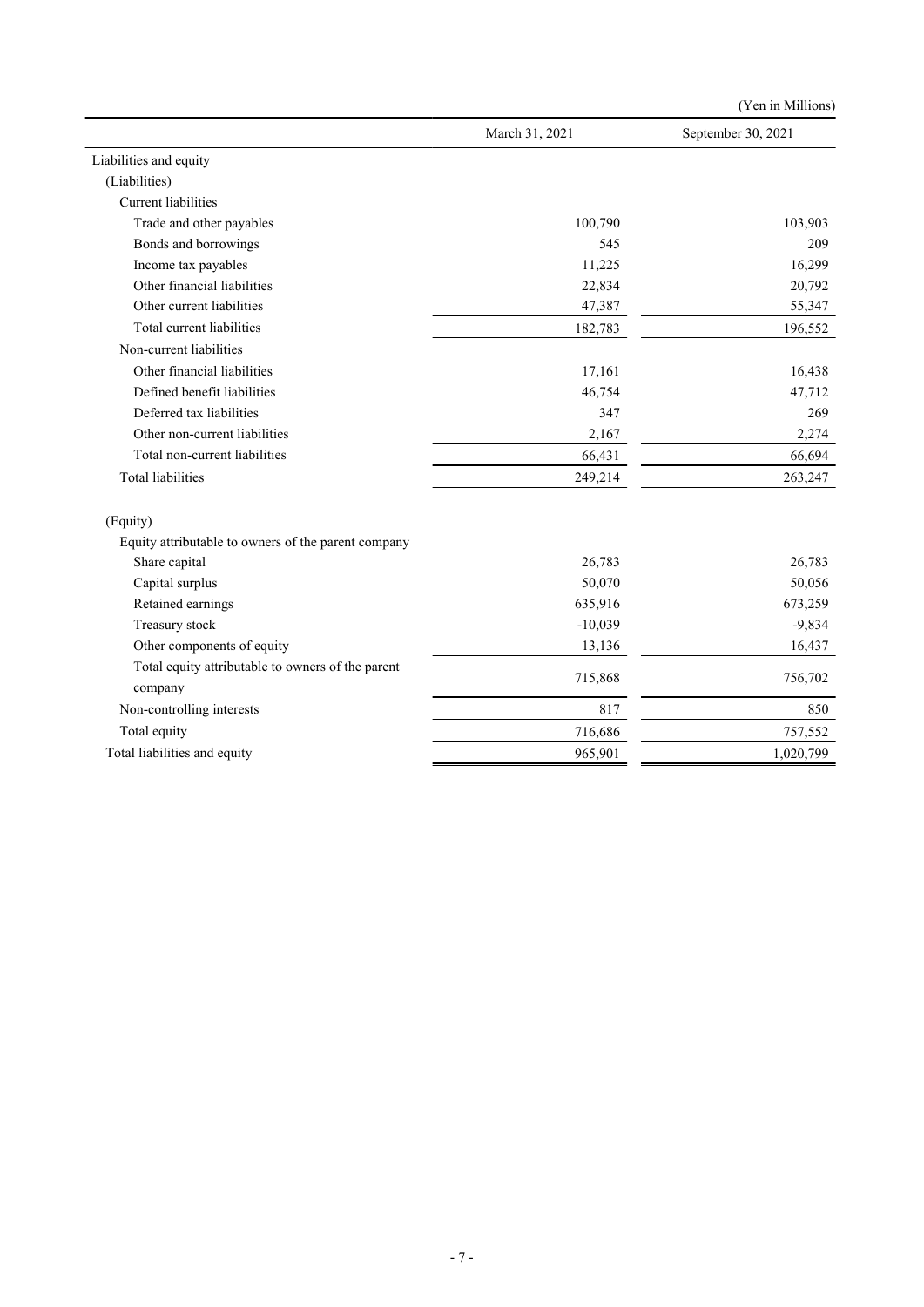(Yen in Millions)

| | March 31, 2021 | September 30, 2021 |
|---|---|---|
| Liabilities and equity | | |
| (Liabilities) | | |
| Current liabilities | | |
| Trade and other payables | 100,790 | 103,903 |
| Bonds and borrowings | 545 | 209 |
| Income tax payables | 11,225 | 16,299 |
| Other financial liabilities | 22,834 | 20,792 |
| Other current liabilities | 47,387 | 55,347 |
| Total current liabilities | 182,783 | 196,552 |
| Non-current liabilities | | |
| Other financial liabilities | 17,161 | 16,438 |
| Defined benefit liabilities | 46,754 | 47,712 |
| Deferred tax liabilities | 347 | 269 |
| Other non-current liabilities | 2,167 | 2,274 |
| Total non-current liabilities | 66,431 | 66,694 |
| Total liabilities | 249,214 | 263,247 |
| (Equity) | | |
| Equity attributable to owners of the parent company | | |
| Share capital | 26,783 | 26,783 |
| Capital surplus | 50,070 | 50,056 |
| Retained earnings | 635,916 | 673,259 |
| Treasury stock | -10,039 | -9,834 |
| Other components of equity | 13,136 | 16,437 |
| Total equity attributable to owners of the parent company | 715,868 | 756,702 |
| Non-controlling interests | 817 | 850 |
| Total equity | 716,686 | 757,552 |
| Total liabilities and equity | 965,901 | 1,020,799 |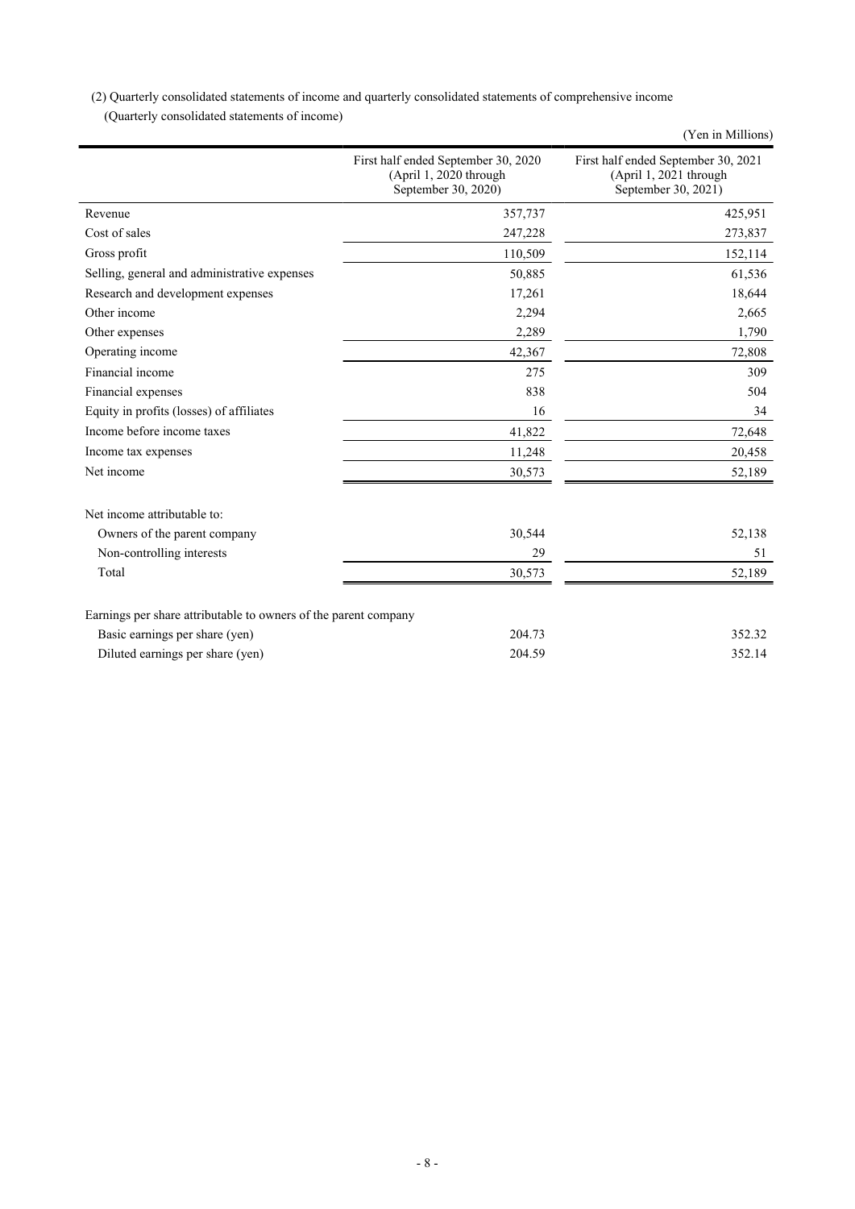(2) Quarterly consolidated statements of income and quarterly consolidated statements of comprehensive income

(Quarterly consolidated statements of income)

(Yen in Millions)

| | First half ended September 30, 2020 (April 1, 2020 through September 30, 2020) | First half ended September 30, 2021 (April 1, 2021 through September 30, 2021) |
|---|---|---|
| Revenue | 357,737 | 425,951 |
| Cost of sales | 247,228 | 273,837 |
| Gross profit | 110,509 | 152,114 |
| Selling, general and administrative expenses | 50,885 | 61,536 |
| Research and development expenses | 17,261 | 18,644 |
| Other income | 2,294 | 2,665 |
| Other expenses | 2,289 | 1,790 |
| Operating income | 42,367 | 72,808 |
| Financial income | 275 | 309 |
| Financial expenses | 838 | 504 |
| Equity in profits (losses) of affiliates | 16 | 34 |
| Income before income taxes | 41,822 | 72,648 |
| Income tax expenses | 11,248 | 20,458 |
| Net income | 30,573 | 52,189 |
| | | |
| Net income attributable to: | | |
| Owners of the parent company | 30,544 | 52,138 |
| Non-controlling interests | 29 | 51 |
| Total | 30,573 | 52,189 |
| | | |
| Earnings per share attributable to owners of the parent company | | |
| Basic earnings per share (yen) | 204.73 | 352.32 |
| Diluted earnings per share (yen) | 204.59 | 352.14 |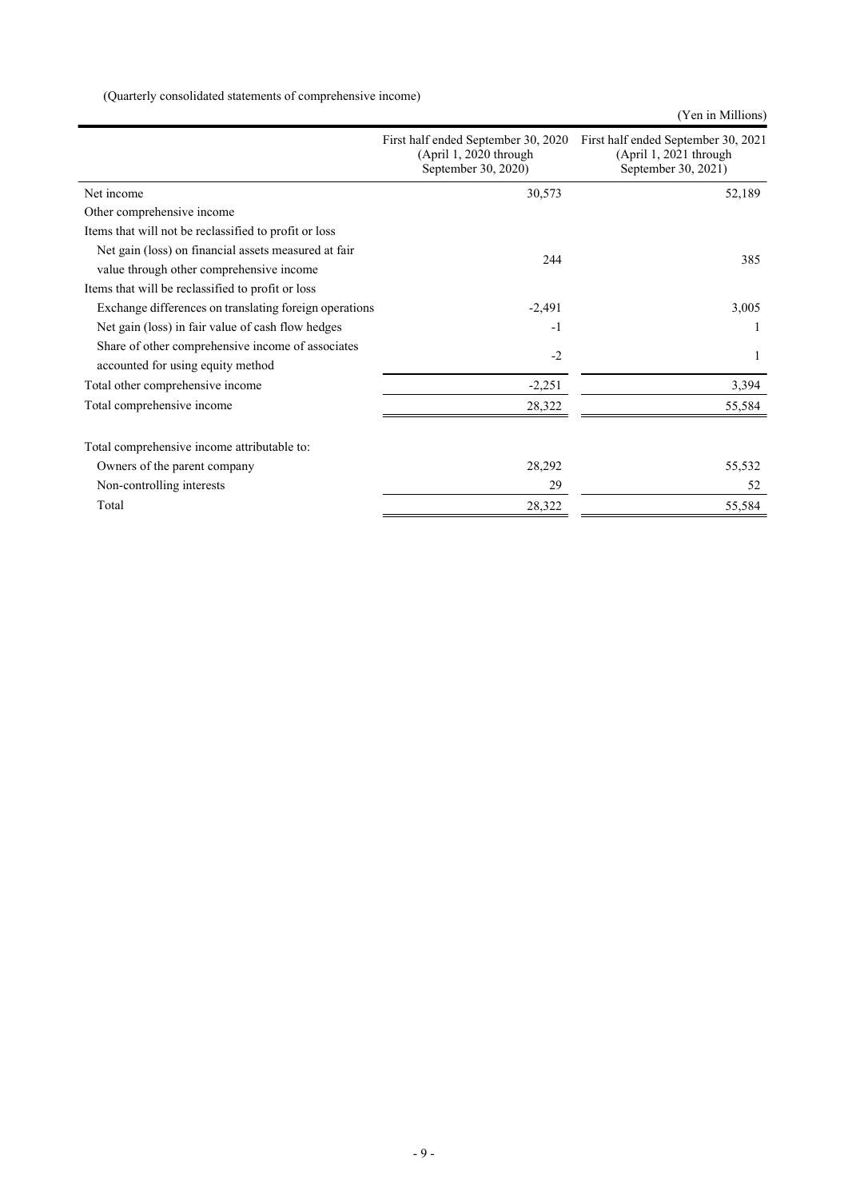(Quarterly consolidated statements of comprehensive income)

(Yen in Millions)

| | First half ended September 30, 2020 (April 1, 2020 through September 30, 2020) | First half ended September 30, 2021 (April 1, 2021 through September 30, 2021) |
|---|---|---|
| Net income | 30,573 | 52,189 |
| Other comprehensive income | | |
| Items that will not be reclassified to profit or loss | | |
| Net gain (loss) on financial assets measured at fair value through other comprehensive income | 244 | 385 |
| Items that will be reclassified to profit or loss | | |
| Exchange differences on translating foreign operations | -2,491 | 3,005 |
| Net gain (loss) in fair value of cash flow hedges | -1 | 1 |
| Share of other comprehensive income of associates accounted for using equity method | -2 | 1 |
| Total other comprehensive income | -2,251 | 3,394 |
| Total comprehensive income | 28,322 | 55,584 |
| | | |
| Total comprehensive income attributable to: | | |
| Owners of the parent company | 28,292 | 55,532 |
| Non-controlling interests | 29 | 52 |
| Total | 28,322 | 55,584 |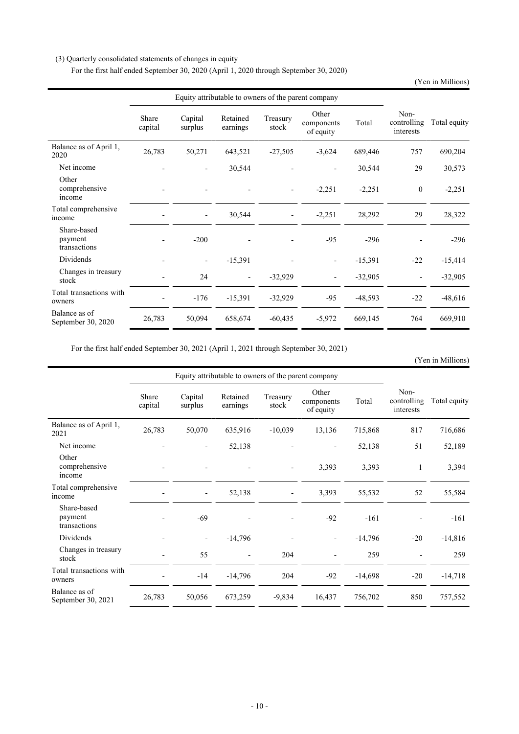(3) Quarterly consolidated statements of changes in equity

For the first half ended September 30, 2020 (April 1, 2020 through September 30, 2020)

(Yen in Millions)

| | Equity attributable to owners of the parent company | | | | | | | |
|---|---|---|---|---|---|---|---|---|
| | Share capital | Capital surplus | Retained earnings | Treasury stock | Other components of equity | Total | Non-controlling interests | Total equity |
| Balance as of April 1, 2020 | 26,783 | 50,271 | 643,521 | -27,505 | -3,624 | 689,446 | 757 | 690,204 |
| Net income | - | - | 30,544 | - | - | 30,544 | 29 | 30,573 |
| Other comprehensive income | - | - | - | - | -2,251 | -2,251 | 0 | -2,251 |
| Total comprehensive income | - | - | 30,544 | - | -2,251 | 28,292 | 29 | 28,322 |
| Share-based payment transactions | - | -200 | - | - | -95 | -296 | - | -296 |
| Dividends | - | - | -15,391 | - | - | -15,391 | -22 | -15,414 |
| Changes in treasury stock | - | 24 | - | -32,929 | - | -32,905 | - | -32,905 |
| Total transactions with owners | - | -176 | -15,391 | -32,929 | -95 | -48,593 | -22 | -48,616 |
| Balance as of September 30, 2020 | 26,783 | 50,094 | 658,674 | -60,435 | -5,972 | 669,145 | 764 | 669,910 |

For the first half ended September 30, 2021 (April 1, 2021 through September 30, 2021)

(Yen in Millions)

| | Equity attributable to owners of the parent company | | | | | | | |
|---|---|---|---|---|---|---|---|---|
| | Share capital | Capital surplus | Retained earnings | Treasury stock | Other components of equity | Total | Non-controlling interests | Total equity |
| Balance as of April 1, 2021 | 26,783 | 50,070 | 635,916 | -10,039 | 13,136 | 715,868 | 817 | 716,686 |
| Net income | - | - | 52,138 | - | - | 52,138 | 51 | 52,189 |
| Other comprehensive income | - | - | - | - | 3,393 | 3,393 | 1 | 3,394 |
| Total comprehensive income | - | - | 52,138 | - | 3,393 | 55,532 | 52 | 55,584 |
| Share-based payment transactions | - | -69 | - | - | -92 | -161 | - | -161 |
| Dividends | - | - | -14,796 | - | - | -14,796 | -20 | -14,816 |
| Changes in treasury stock | - | 55 | - | 204 | - | 259 | - | 259 |
| Total transactions with owners | - | -14 | -14,796 | 204 | -92 | -14,698 | -20 | -14,718 |
| Balance as of September 30, 2021 | 26,783 | 50,056 | 673,259 | -9,834 | 16,437 | 756,702 | 850 | 757,552 |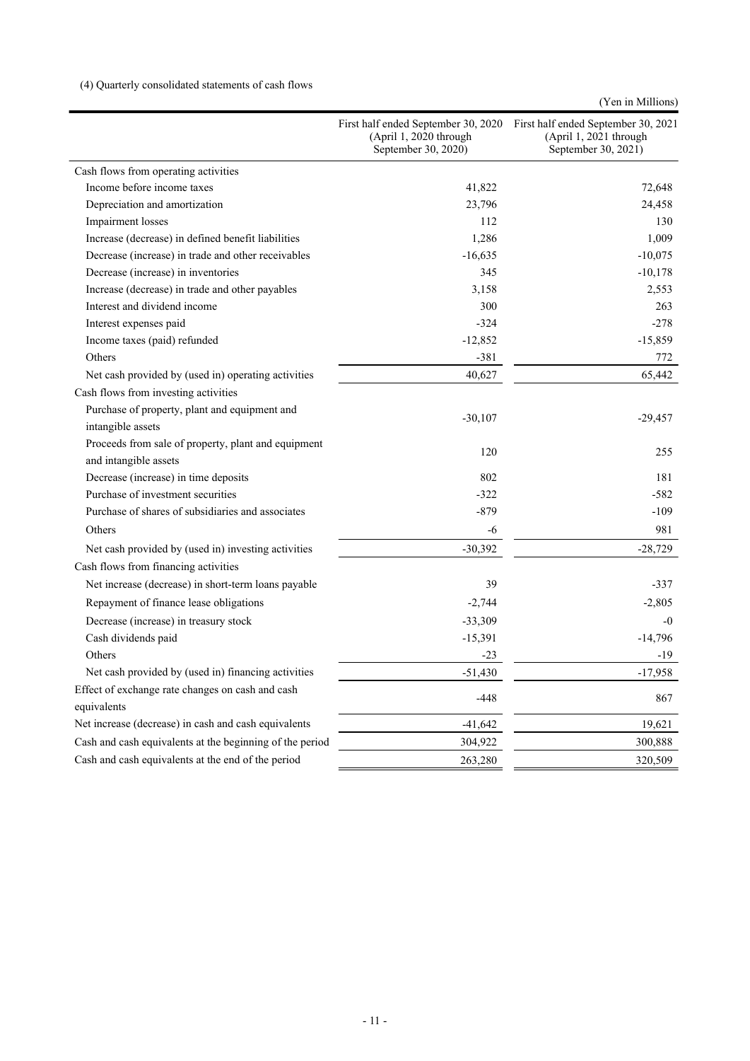(4) Quarterly consolidated statements of cash flows

(Yen in Millions)

| | First half ended September 30, 2020 (April 1, 2020 through September 30, 2020) | First half ended September 30, 2021 (April 1, 2021 through September 30, 2021) |
|---|---|---|
| Cash flows from operating activities | | |
| Income before income taxes | 41,822 | 72,648 |
| Depreciation and amortization | 23,796 | 24,458 |
| Impairment losses | 112 | 130 |
| Increase (decrease) in defined benefit liabilities | 1,286 | 1,009 |
| Decrease (increase) in trade and other receivables | -16,635 | -10,075 |
| Decrease (increase) in inventories | 345 | -10,178 |
| Increase (decrease) in trade and other payables | 3,158 | 2,553 |
| Interest and dividend income | 300 | 263 |
| Interest expenses paid | -324 | -278 |
| Income taxes (paid) refunded | -12,852 | -15,859 |
| Others | -381 | 772 |
| Net cash provided by (used in) operating activities | 40,627 | 65,442 |
| Cash flows from investing activities | | |
| Purchase of property, plant and equipment and intangible assets | -30,107 | -29,457 |
| Proceeds from sale of property, plant and equipment and intangible assets | 120 | 255 |
| Decrease (increase) in time deposits | 802 | 181 |
| Purchase of investment securities | -322 | -582 |
| Purchase of shares of subsidiaries and associates | -879 | -109 |
| Others | -6 | 981 |
| Net cash provided by (used in) investing activities | -30,392 | -28,729 |
| Cash flows from financing activities | | |
| Net increase (decrease) in short-term loans payable | 39 | -337 |
| Repayment of finance lease obligations | -2,744 | -2,805 |
| Decrease (increase) in treasury stock | -33,309 | -0 |
| Cash dividends paid | -15,391 | -14,796 |
| Others | -23 | -19 |
| Net cash provided by (used in) financing activities | -51,430 | -17,958 |
| Effect of exchange rate changes on cash and cash equivalents | -448 | 867 |
| Net increase (decrease) in cash and cash equivalents | -41,642 | 19,621 |
| Cash and cash equivalents at the beginning of the period | 304,922 | 300,888 |
| Cash and cash equivalents at the end of the period | 263,280 | 320,509 |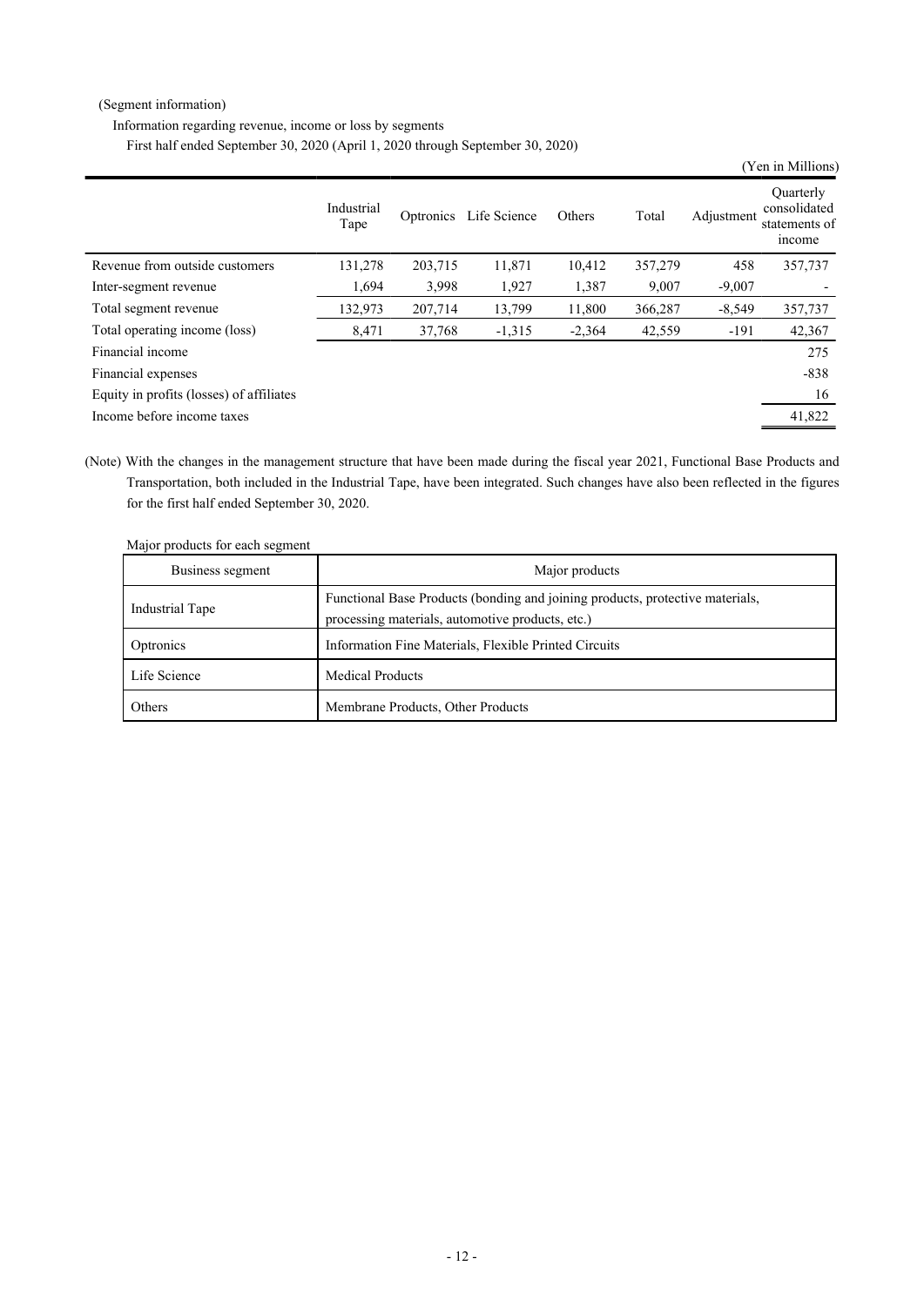(Segment information)

Information regarding revenue, income or loss by segments

First half ended September 30, 2020 (April 1, 2020 through September 30, 2020)

(Yen in Millions)

| | Industrial Tape | Optronics | Life Science | Others | Total | Adjustment | Quarterly consolidated statements of income |
|---|---|---|---|---|---|---|---|
| Revenue from outside customers | 131,278 | 203,715 | 11,871 | 10,412 | 357,279 | 458 | 357,737 |
| Inter-segment revenue | 1,694 | 3,998 | 1,927 | 1,387 | 9,007 | -9,007 | - |
| Total segment revenue | 132,973 | 207,714 | 13,799 | 11,800 | 366,287 | -8,549 | 357,737 |
| Total operating income (loss) | 8,471 | 37,768 | -1,315 | -2,364 | 42,559 | -191 | 42,367 |
| Financial income | | | | | | | 275 |
| Financial expenses | | | | | | | -838 |
| Equity in profits (losses) of affiliates | | | | | | | 16 |
| Income before income taxes | | | | | | | 41,822 |

(Note) With the changes in the management structure that have been made during the fiscal year 2021, Functional Base Products and Transportation, both included in the Industrial Tape, have been integrated. Such changes have also been reflected in the figures for the first half ended September 30, 2020.

Major products for each segment

| Business segment | Major products |
|---|---|
| Industrial Tape | Functional Base Products (bonding and joining products, protective materials, processing materials, automotive products, etc.) |
| Optronics | Information Fine Materials, Flexible Printed Circuits |
| Life Science | Medical Products |
| Others | Membrane Products, Other Products |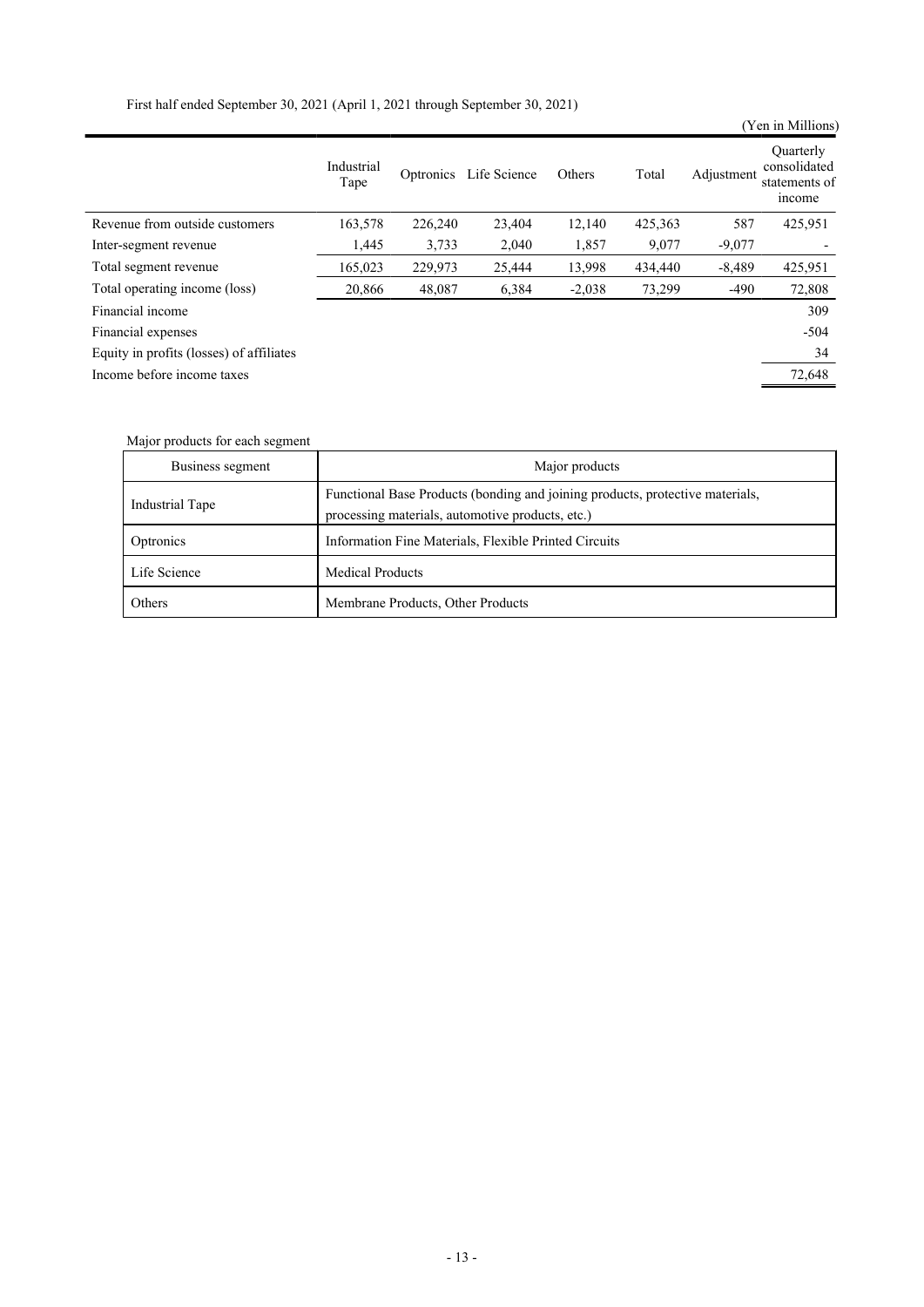First half ended September 30, 2021 (April 1, 2021 through September 30, 2021)

(Yen in Millions)

| | Industrial Tape | Optronics | Life Science | Others | Total | Adjustment | Quarterly consolidated statements of income |
|---|---|---|---|---|---|---|---|
| Revenue from outside customers | 163,578 | 226,240 | 23,404 | 12,140 | 425,363 | 587 | 425,951 |
| Inter-segment revenue | 1,445 | 3,733 | 2,040 | 1,857 | 9,077 | -9,077 | - |
| Total segment revenue | 165,023 | 229,973 | 25,444 | 13,998 | 434,440 | -8,489 | 425,951 |
| Total operating income (loss) | 20,866 | 48,087 | 6,384 | -2,038 | 73,299 | -490 | 72,808 |
| Financial income | | | | | | | 309 |
| Financial expenses | | | | | | | -504 |
| Equity in profits (losses) of affiliates | | | | | | | 34 |
| Income before income taxes | | | | | | | 72,648 |

Major products for each segment

| Business segment | Major products |
|---|---|
| Industrial Tape | Functional Base Products (bonding and joining products, protective materials, processing materials, automotive products, etc.) |
| Optronics | Information Fine Materials, Flexible Printed Circuits |
| Life Science | Medical Products |
| Others | Membrane Products, Other Products |